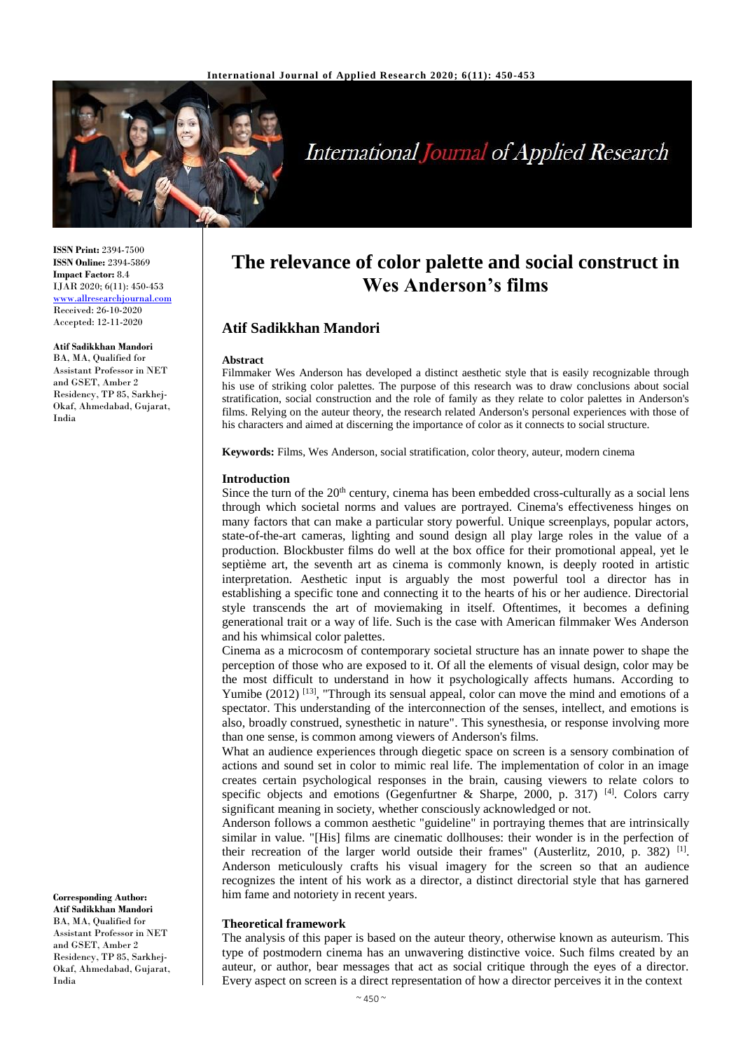**ISSN Print:** 2394-7500
**ISSN Online:** 2394-5869
**Impact Factor:** 8.4
IJAR 2020; 6(11): 450-453
www.allresearchjournal.com
Received: 26-10-2020
Accepted: 12-11-2020

**Atif Sadikkhan Mandori**
BA, MA, Qualified for Assistant Professor in NET and GSET, Amber 2 Residency, TP 85, Sarkhej-Okaf, Ahmedabad, Gujarat, India

**Corresponding Author:**
**Atif Sadikkhan Mandori**
BA, MA, Qualified for Assistant Professor in NET and GSET, Amber 2 Residency, TP 85, Sarkhej-Okaf, Ahmedabad, Gujarat, India

# The relevance of color palette and social construct in Wes Anderson's films

## Atif Sadikkhan Mandori

### Abstract

Filmmaker Wes Anderson has developed a distinct aesthetic style that is easily recognizable through his use of striking color palettes. The purpose of this research was to draw conclusions about social stratification, social construction and the role of family as they relate to color palettes in Anderson's films. Relying on the auteur theory, the research related Anderson's personal experiences with those of his characters and aimed at discerning the importance of color as it connects to social structure.

**Keywords:** Films, Wes Anderson, social stratification, color theory, auteur, modern cinema

### Introduction

Since the turn of the 20th century, cinema has been embedded cross-culturally as a social lens through which societal norms and values are portrayed. Cinema's effectiveness hinges on many factors that can make a particular story powerful. Unique screenplays, popular actors, state-of-the-art cameras, lighting and sound design all play large roles in the value of a production. Blockbuster films do well at the box office for their promotional appeal, yet le septième art, the seventh art as cinema is commonly known, is deeply rooted in artistic interpretation. Aesthetic input is arguably the most powerful tool a director has in establishing a specific tone and connecting it to the hearts of his or her audience. Directorial style transcends the art of moviemaking in itself. Oftentimes, it becomes a defining generational trait or a way of life. Such is the case with American filmmaker Wes Anderson and his whimsical color palettes.

Cinema as a microcosm of contemporary societal structure has an innate power to shape the perception of those who are exposed to it. Of all the elements of visual design, color may be the most difficult to understand in how it psychologically affects humans. According to Yumibe (2012) [13], "Through its sensual appeal, color can move the mind and emotions of a spectator. This understanding of the interconnection of the senses, intellect, and emotions is also, broadly construed, synesthetic in nature". This synesthesia, or response involving more than one sense, is common among viewers of Anderson's films.

What an audience experiences through diegetic space on screen is a sensory combination of actions and sound set in color to mimic real life. The implementation of color in an image creates certain psychological responses in the brain, causing viewers to relate colors to specific objects and emotions (Gegenfurtner & Sharpe, 2000, p. 317) [4]. Colors carry significant meaning in society, whether consciously acknowledged or not.

Anderson follows a common aesthetic "guideline" in portraying themes that are intrinsically similar in value. "[His] films are cinematic dollhouses: their wonder is in the perfection of their recreation of the larger world outside their frames" (Austerlitz, 2010, p. 382) [1]. Anderson meticulously crafts his visual imagery for the screen so that an audience recognizes the intent of his work as a director, a distinct directorial style that has garnered him fame and notoriety in recent years.

### Theoretical framework

The analysis of this paper is based on the auteur theory, otherwise known as auteurism. This type of postmodern cinema has an unwavering distinctive voice. Such films created by an auteur, or author, bear messages that act as social critique through the eyes of a director. Every aspect on screen is a direct representation of how a director perceives it in the context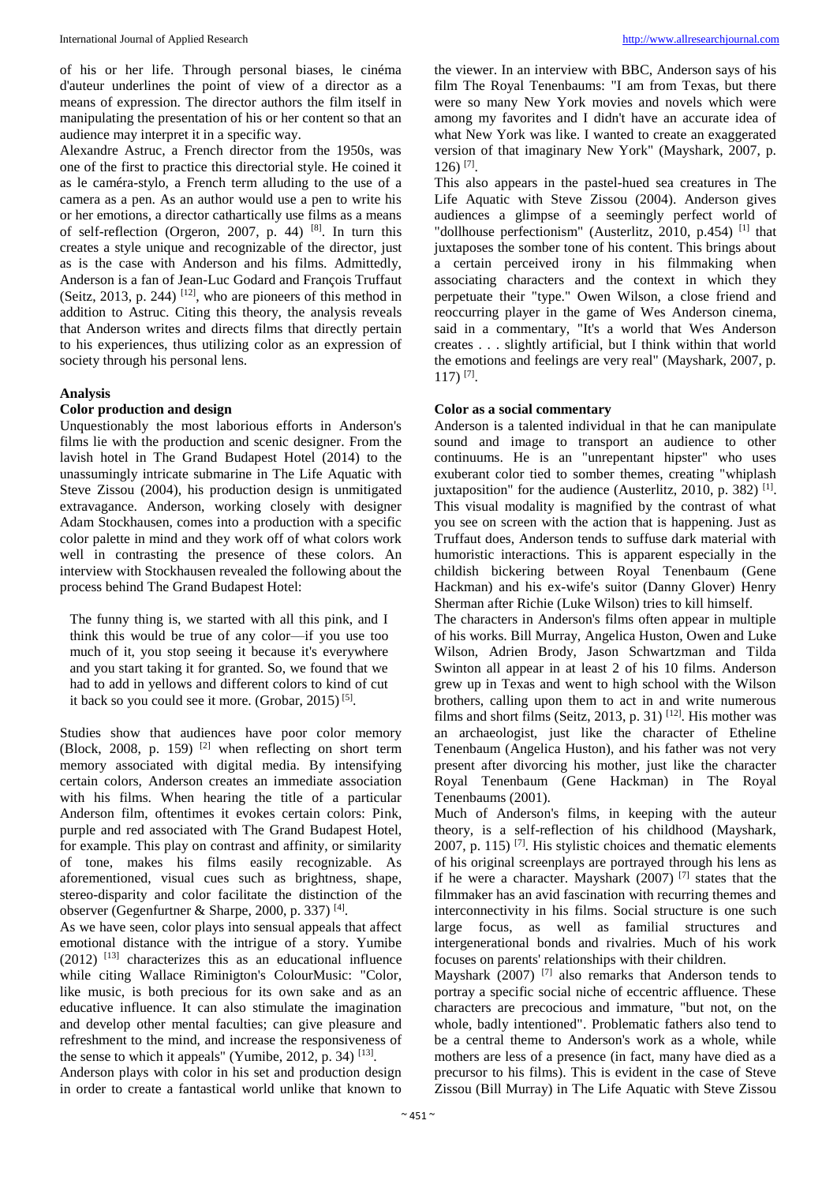of his or her life. Through personal biases, le cinéma d'auteur underlines the point of view of a director as a means of expression. The director authors the film itself in manipulating the presentation of his or her content so that an audience may interpret it in a specific way.

Alexandre Astruc, a French director from the 1950s, was one of the first to practice this directorial style. He coined it as le caméra-stylo, a French term alluding to the use of a camera as a pen. As an author would use a pen to write his or her emotions, a director cathartically use films as a means of self-reflection (Orgeron, 2007, p. 44) [8]. In turn this creates a style unique and recognizable of the director, just as is the case with Anderson and his films. Admittedly, Anderson is a fan of Jean-Luc Godard and François Truffaut (Seitz, 2013, p. 244) [12], who are pioneers of this method in addition to Astruc. Citing this theory, the analysis reveals that Anderson writes and directs films that directly pertain to his experiences, thus utilizing color as an expression of society through his personal lens.

## Analysis

### Color production and design

Unquestionably the most laborious efforts in Anderson's films lie with the production and scenic designer. From the lavish hotel in The Grand Budapest Hotel (2014) to the unassumingly intricate submarine in The Life Aquatic with Steve Zissou (2004), his production design is unmitigated extravagance. Anderson, working closely with designer Adam Stockhausen, comes into a production with a specific color palette in mind and they work off of what colors work well in contrasting the presence of these colors. An interview with Stockhausen revealed the following about the process behind The Grand Budapest Hotel:

> The funny thing is, we started with all this pink, and I think this would be true of any color—if you use too much of it, you stop seeing it because it's everywhere and you start taking it for granted. So, we found that we had to add in yellows and different colors to kind of cut it back so you could see it more. (Grobar, 2015) [5].

Studies show that audiences have poor color memory (Block, 2008, p. 159) [2] when reflecting on short term memory associated with digital media. By intensifying certain colors, Anderson creates an immediate association with his films. When hearing the title of a particular Anderson film, oftentimes it evokes certain colors: Pink, purple and red associated with The Grand Budapest Hotel, for example. This play on contrast and affinity, or similarity of tone, makes his films easily recognizable. As aforementioned, visual cues such as brightness, shape, stereo-disparity and color facilitate the distinction of the observer (Gegenfurtner & Sharpe, 2000, p. 337) [4].

As we have seen, color plays into sensual appeals that affect emotional distance with the intrigue of a story. Yumibe (2012) [13] characterizes this as an educational influence while citing Wallace Riminington's ColourMusic: "Color, like music, is both precious for its own sake and as an educative influence. It can also stimulate the imagination and develop other mental faculties; can give pleasure and refreshment to the mind, and increase the responsiveness of the sense to which it appeals" (Yumibe, 2012, p. 34) [13].

Anderson plays with color in his set and production design in order to create a fantastical world unlike that known to the viewer. In an interview with BBC, Anderson says of his film The Royal Tenenbaums: "I am from Texas, but there were so many New York movies and novels which were among my favorites and I didn't have an accurate idea of what New York was like. I wanted to create an exaggerated version of that imaginary New York" (Mayshark, 2007, p. 126) [7].

This also appears in the pastel-hued sea creatures in The Life Aquatic with Steve Zissou (2004). Anderson gives audiences a glimpse of a seemingly perfect world of "dollhouse perfectionism" (Austerlitz, 2010, p.454) [1] that juxtaposes the somber tone of his content. This brings about a certain perceived irony in his filmmaking when associating characters and the context in which they perpetuate their "type." Owen Wilson, a close friend and reoccurring player in the game of Wes Anderson cinema, said in a commentary, "It's a world that Wes Anderson creates . . . slightly artificial, but I think within that world the emotions and feelings are very real" (Mayshark, 2007, p. 117) [7].

### Color as a social commentary

Anderson is a talented individual in that he can manipulate sound and image to transport an audience to other continuums. He is an "unrepentant hipster" who uses exuberant color tied to somber themes, creating "whiplash juxtaposition" for the audience (Austerlitz, 2010, p. 382) [1]. This visual modality is magnified by the contrast of what you see on screen with the action that is happening. Just as Truffaut does, Anderson tends to suffuse dark material with humoristic interactions. This is apparent especially in the childish bickering between Royal Tenenbaum (Gene Hackman) and his ex-wife's suitor (Danny Glover) Henry Sherman after Richie (Luke Wilson) tries to kill himself.

The characters in Anderson's films often appear in multiple of his works. Bill Murray, Angelica Huston, Owen and Luke Wilson, Adrien Brody, Jason Schwartzman and Tilda Swinton all appear in at least 2 of his 10 films. Anderson grew up in Texas and went to high school with the Wilson brothers, calling upon them to act in and write numerous films and short films (Seitz, 2013, p. 31) [12]. His mother was an archaeologist, just like the character of Etheline Tenenbaum (Angelica Huston), and his father was not very present after divorcing his mother, just like the character Royal Tenenbaum (Gene Hackman) in The Royal Tenenbaums (2001).

Much of Anderson's films, in keeping with the auteur theory, is a self-reflection of his childhood (Mayshark, 2007, p. 115) [7]. His stylistic choices and thematic elements of his original screenplays are portrayed through his lens as if he were a character. Mayshark (2007) [7] states that the filmmaker has an avid fascination with recurring themes and interconnectivity in his films. Social structure is one such large focus, as well as familial structures and intergenerational bonds and rivalries. Much of his work focuses on parents' relationships with their children.

Mayshark (2007) [7] also remarks that Anderson tends to portray a specific social niche of eccentric affluence. These characters are precocious and immature, "but not, on the whole, badly intentioned". Problematic fathers also tend to be a central theme to Anderson's work as a whole, while mothers are less of a presence (in fact, many have died as a precursor to his films). This is evident in the case of Steve Zissou (Bill Murray) in The Life Aquatic with Steve Zissou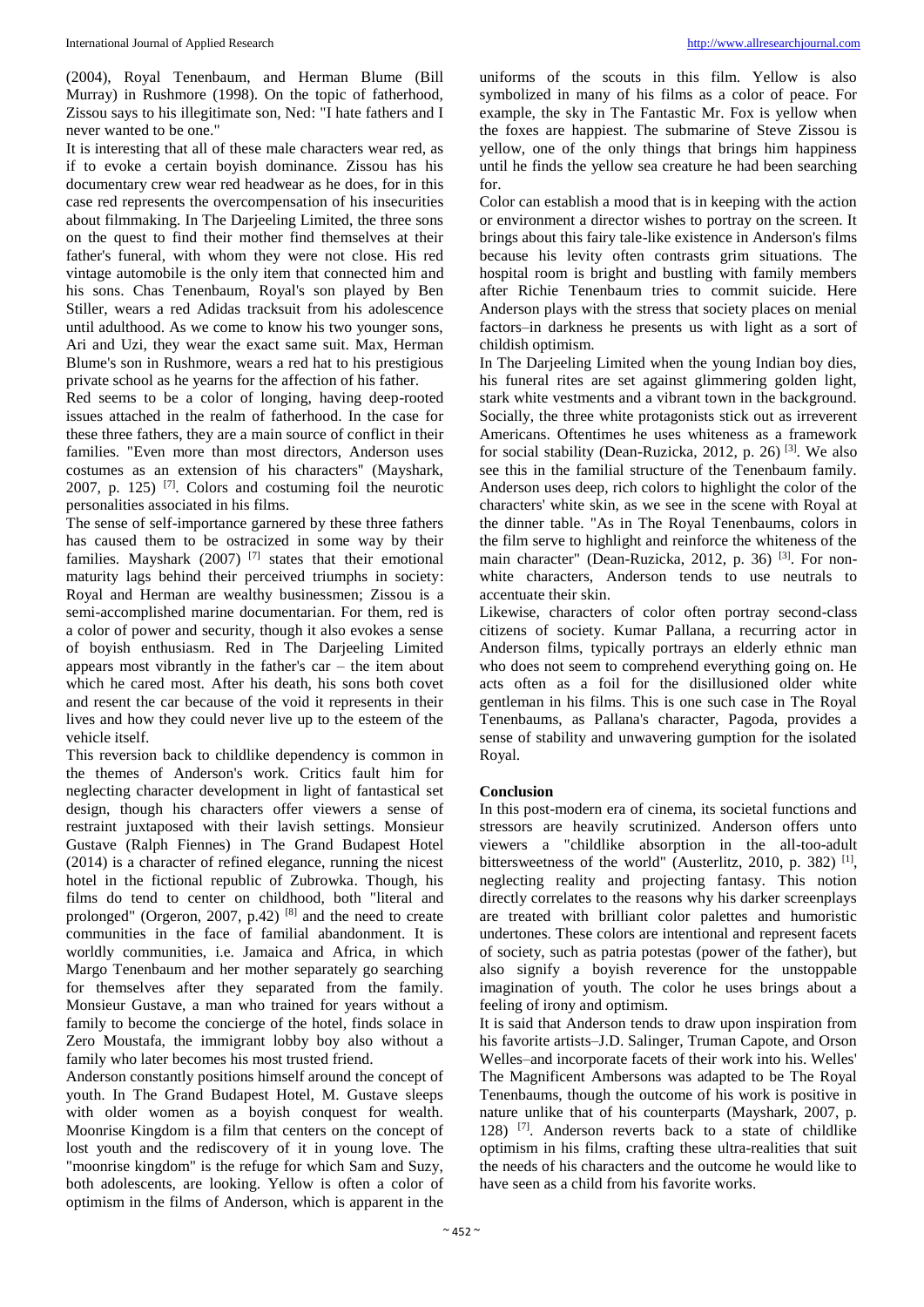(2004), Royal Tenenbaum, and Herman Blume (Bill Murray) in Rushmore (1998). On the topic of fatherhood, Zissou says to his illegitimate son, Ned: "I hate fathers and I never wanted to be one."

It is interesting that all of these male characters wear red, as if to evoke a certain boyish dominance. Zissou has his documentary crew wear red headwear as he does, for in this case red represents the overcompensation of his insecurities about filmmaking. In The Darjeeling Limited, the three sons on the quest to find their mother find themselves at their father's funeral, with whom they were not close. His red vintage automobile is the only item that connected him and his sons. Chas Tenenbaum, Royal's son played by Ben Stiller, wears a red Adidas tracksuit from his adolescence until adulthood. As we come to know his two younger sons, Ari and Uzi, they wear the exact same suit. Max, Herman Blume's son in Rushmore, wears a red hat to his prestigious private school as he yearns for the affection of his father.

Red seems to be a color of longing, having deep-rooted issues attached in the realm of fatherhood. In the case for these three fathers, they are a main source of conflict in their families. "Even more than most directors, Anderson uses costumes as an extension of his characters" (Mayshark, 2007, p. 125) [7]. Colors and costuming foil the neurotic personalities associated in his films.

The sense of self-importance garnered by these three fathers has caused them to be ostracized in some way by their families. Mayshark (2007) [7] states that their emotional maturity lags behind their perceived triumphs in society: Royal and Herman are wealthy businessmen; Zissou is a semi-accomplished marine documentarian. For them, red is a color of power and security, though it also evokes a sense of boyish enthusiasm. Red in The Darjeeling Limited appears most vibrantly in the father's car – the item about which he cared most. After his death, his sons both covet and resent the car because of the void it represents in their lives and how they could never live up to the esteem of the vehicle itself.

This reversion back to childlike dependency is common in the themes of Anderson's work. Critics fault him for neglecting character development in light of fantastical set design, though his characters offer viewers a sense of restraint juxtaposed with their lavish settings. Monsieur Gustave (Ralph Fiennes) in The Grand Budapest Hotel (2014) is a character of refined elegance, running the nicest hotel in the fictional republic of Zubrowka. Though, his films do tend to center on childhood, both "literal and prolonged" (Orgeron, 2007, p.42) [8] and the need to create communities in the face of familial abandonment. It is worldly communities, i.e. Jamaica and Africa, in which Margo Tenenbaum and her mother separately go searching for themselves after they separated from the family. Monsieur Gustave, a man who trained for years without a family to become the concierge of the hotel, finds solace in Zero Moustafa, the immigrant lobby boy also without a family who later becomes his most trusted friend.

Anderson constantly positions himself around the concept of youth. In The Grand Budapest Hotel, M. Gustave sleeps with older women as a boyish conquest for wealth. Moonrise Kingdom is a film that centers on the concept of lost youth and the rediscovery of it in young love. The "moonrise kingdom" is the refuge for which Sam and Suzy, both adolescents, are looking. Yellow is often a color of optimism in the films of Anderson, which is apparent in the uniforms of the scouts in this film. Yellow is also symbolized in many of his films as a color of peace. For example, the sky in The Fantastic Mr. Fox is yellow when the foxes are happiest. The submarine of Steve Zissou is yellow, one of the only things that brings him happiness until he finds the yellow sea creature he had been searching for.

Color can establish a mood that is in keeping with the action or environment a director wishes to portray on the screen. It brings about this fairy tale-like existence in Anderson's films because his levity often contrasts grim situations. The hospital room is bright and bustling with family members after Richie Tenenbaum tries to commit suicide. Here Anderson plays with the stress that society places on menial factors–in darkness he presents us with light as a sort of childish optimism.

In The Darjeeling Limited when the young Indian boy dies, his funeral rites are set against glimmering golden light, stark white vestments and a vibrant town in the background. Socially, the three white protagonists stick out as irreverent Americans. Oftentimes he uses whiteness as a framework for social stability (Dean-Ruzicka, 2012, p. 26) [3]. We also see this in the familial structure of the Tenenbaum family. Anderson uses deep, rich colors to highlight the color of the characters' white skin, as we see in the scene with Royal at the dinner table. "As in The Royal Tenenbaums, colors in the film serve to highlight and reinforce the whiteness of the main character" (Dean-Ruzicka, 2012, p. 36) [3]. For non-white characters, Anderson tends to use neutrals to accentuate their skin.

Likewise, characters of color often portray second-class citizens of society. Kumar Pallana, a recurring actor in Anderson films, typically portrays an elderly ethnic man who does not seem to comprehend everything going on. He acts often as a foil for the disillusioned older white gentleman in his films. This is one such case in The Royal Tenenbaums, as Pallana's character, Pagoda, provides a sense of stability and unwavering gumption for the isolated Royal.

## Conclusion

In this post-modern era of cinema, its societal functions and stressors are heavily scrutinized. Anderson offers unto viewers a "childlike absorption in the all-too-adult bittersweetness of the world" (Austerlitz, 2010, p. 382) [1], neglecting reality and projecting fantasy. This notion directly correlates to the reasons why his darker screenplays are treated with brilliant color palettes and humoristic undertones. These colors are intentional and represent facets of society, such as patria potestas (power of the father), but also signify a boyish reverence for the unstoppable imagination of youth. The color he uses brings about a feeling of irony and optimism.

It is said that Anderson tends to draw upon inspiration from his favorite artists–J.D. Salinger, Truman Capote, and Orson Welles–and incorporate facets of their work into his. Welles' The Magnificent Ambersons was adapted to be The Royal Tenenbaums, though the outcome of his work is positive in nature unlike that of his counterparts (Mayshark, 2007, p. 128) [7]. Anderson reverts back to a state of childlike optimism in his films, crafting these ultra-realities that suit the needs of his characters and the outcome he would like to have seen as a child from his favorite works.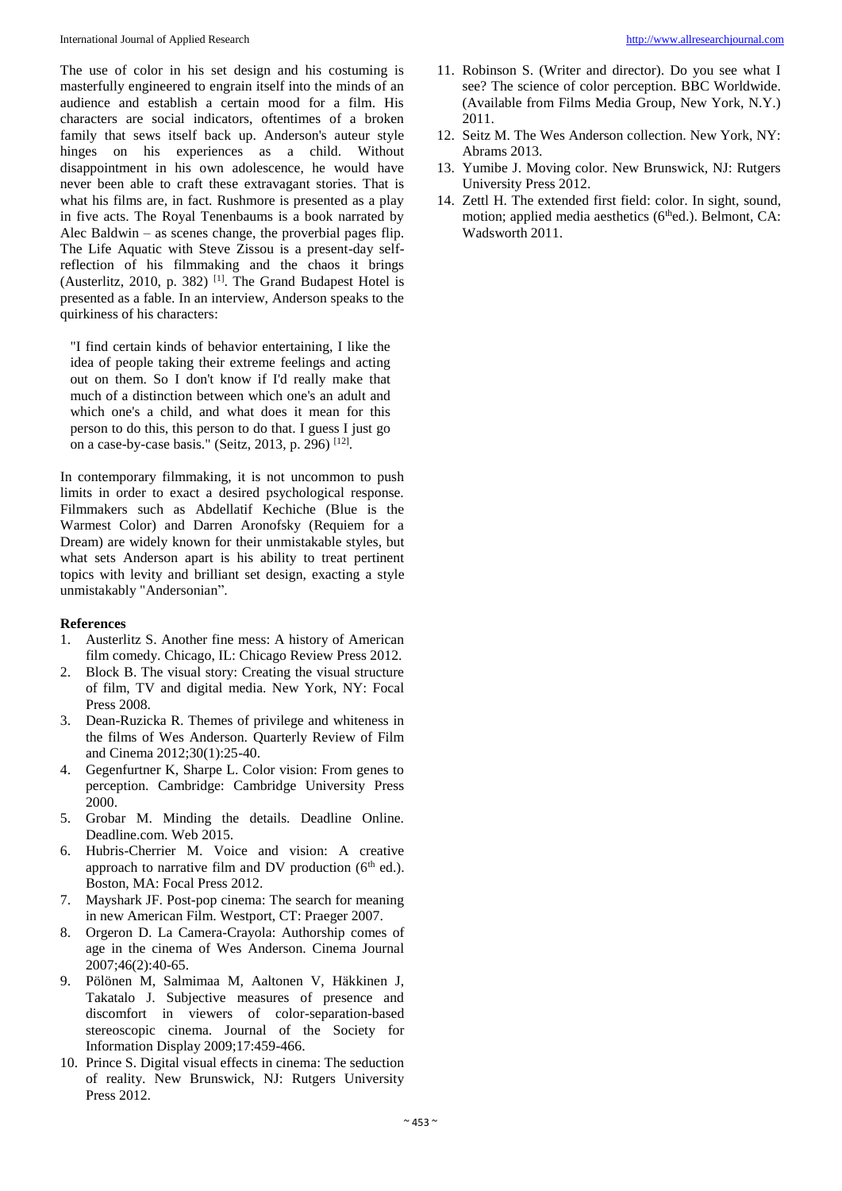The use of color in his set design and his costuming is masterfully engineered to engrain itself into the minds of an audience and establish a certain mood for a film. His characters are social indicators, oftentimes of a broken family that sews itself back up. Anderson's auteur style hinges on his experiences as a child. Without disappointment in his own adolescence, he would have never been able to craft these extravagant stories. That is what his films are, in fact. Rushmore is presented as a play in five acts. The Royal Tenenbaums is a book narrated by Alec Baldwin – as scenes change, the proverbial pages flip. The Life Aquatic with Steve Zissou is a present-day self-reflection of his filmmaking and the chaos it brings (Austerlitz, 2010, p. 382) [1]. The Grand Budapest Hotel is presented as a fable. In an interview, Anderson speaks to the quirkiness of his characters:

> "I find certain kinds of behavior entertaining, I like the idea of people taking their extreme feelings and acting out on them. So I don't know if I'd really make that much of a distinction between which one's an adult and which one's a child, and what does it mean for this person to do this, this person to do that. I guess I just go on a case-by-case basis." (Seitz, 2013, p. 296) [12].

In contemporary filmmaking, it is not uncommon to push limits in order to exact a desired psychological response. Filmmakers such as Abdellatif Kechiche (Blue is the Warmest Color) and Darren Aronofsky (Requiem for a Dream) are widely known for their unmistakable styles, but what sets Anderson apart is his ability to treat pertinent topics with levity and brilliant set design, exacting a style unmistakably "Andersonian".

**References**

1. Austerlitz S. Another fine mess: A history of American film comedy. Chicago, IL: Chicago Review Press 2012.
2. Block B. The visual story: Creating the visual structure of film, TV and digital media. New York, NY: Focal Press 2008.
3. Dean-Ruzicka R. Themes of privilege and whiteness in the films of Wes Anderson. Quarterly Review of Film and Cinema 2012;30(1):25-40.
4. Gegenfurtner K, Sharpe L. Color vision: From genes to perception. Cambridge: Cambridge University Press 2000.
5. Grobar M. Minding the details. Deadline Online. Deadline.com. Web 2015.
6. Hubris-Cherrier M. Voice and vision: A creative approach to narrative film and DV production (6th ed.). Boston, MA: Focal Press 2012.
7. Mayshark JF. Post-pop cinema: The search for meaning in new American Film. Westport, CT: Praeger 2007.
8. Orgeron D. La Camera-Crayola: Authorship comes of age in the cinema of Wes Anderson. Cinema Journal 2007;46(2):40-65.
9. Pölönen M, Salmimaa M, Aaltonen V, Häkkinen J, Takatalo J. Subjective measures of presence and discomfort in viewers of color-separation-based stereoscopic cinema. Journal of the Society for Information Display 2009;17:459-466.
10. Prince S. Digital visual effects in cinema: The seduction of reality. New Brunswick, NJ: Rutgers University Press 2012.
11. Robinson S. (Writer and director). Do you see what I see? The science of color perception. BBC Worldwide. (Available from Films Media Group, New York, N.Y.) 2011.
12. Seitz M. The Wes Anderson collection. New York, NY: Abrams 2013.
13. Yumibe J. Moving color. New Brunswick, NJ: Rutgers University Press 2012.
14. Zettl H. The extended first field: color. In sight, sound, motion; applied media aesthetics (6th ed.). Belmont, CA: Wadsworth 2011.